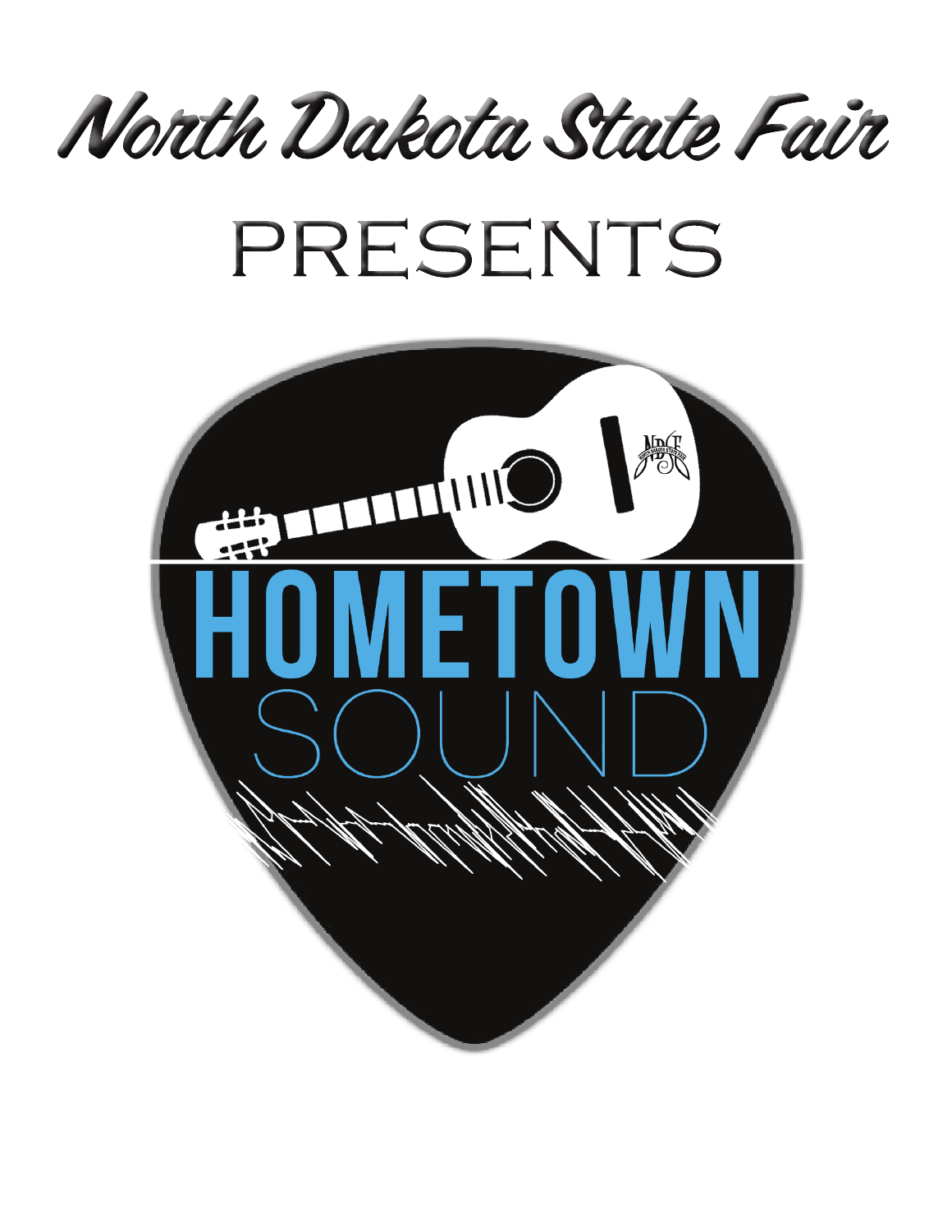# North Dakota State Fair

# PRESENTS

# HOMETOWN SOUND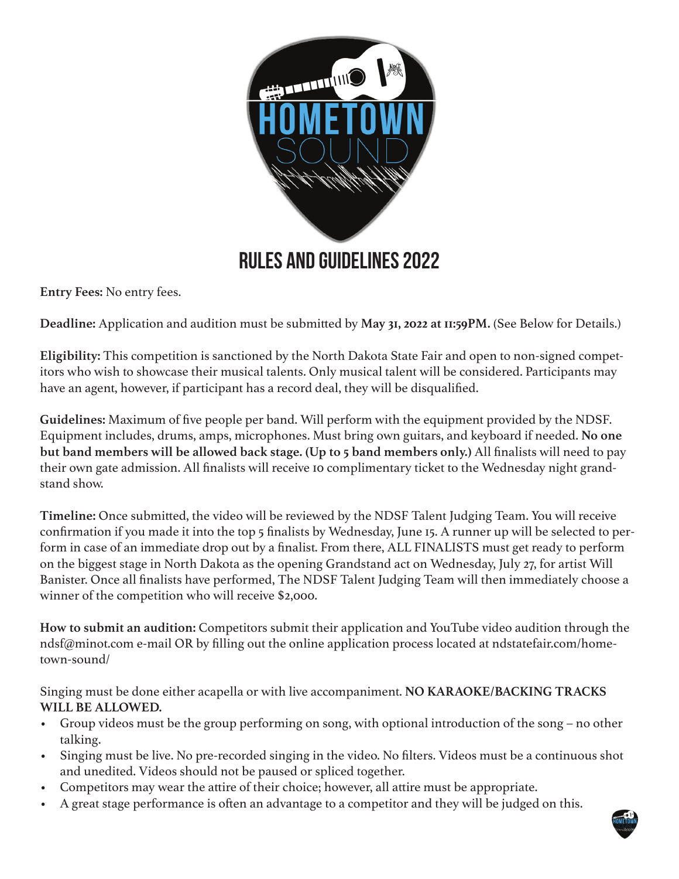# RULES AND GUIDELINES 2022

**Entry Fees:** No entry fees.

**Deadline:** Application and audition must be submitted by **May 31, 2022 at 11:59PM.** (See Below for Details.)

**Eligibility:** This competition is sanctioned by the North Dakota State Fair and open to non-signed competitors who wish to showcase their musical talents. Only musical talent will be considered. Participants may have an agent, however, if participant has a record deal, they will be disqualified.

**Guidelines:** Maximum of five people per band. Will perform with the equipment provided by the NDSF. Equipment includes, drums, amps, microphones. Must bring own guitars, and keyboard if needed. **No one but band members will be allowed back stage. (Up to 5 band members only.)** All finalists will need to pay their own gate admission. All finalists will receive 10 complimentary ticket to the Wednesday night grandstand show.

**Timeline:** Once submitted, the video will be reviewed by the NDSF Talent Judging Team. You will receive confirmation if you made it into the top 5 finalists by Wednesday, June 15. A runner up will be selected to perform in case of an immediate drop out by a finalist. From there, ALL FINALISTS must get ready to perform on the biggest stage in North Dakota as the opening Grandstand act on Wednesday, July 27, for artist Will Banister. Once all finalists have performed, The NDSF Talent Judging Team will then immediately choose a winner of the competition who will receive $2,000.

**How to submit an audition:** Competitors submit their application and YouTube video audition through the ndsf@minot.com e-mail OR by filling out the online application process located at ndstatefair.com/hometown-sound/

Singing must be done either acapella or with live accompaniment. **NO KARAOKE/BACKING TRACKS WILL BE ALLOWED.**

- Group videos must be the group performing on song, with optional introduction of the song – no other talking.
- Singing must be live. No pre-recorded singing in the video. No filters. Videos must be a continuous shot and unedited. Videos should not be paused or spliced together.
- Competitors may wear the attire of their choice; however, all attire must be appropriate.
- A great stage performance is often an advantage to a competitor and they will be judged on this.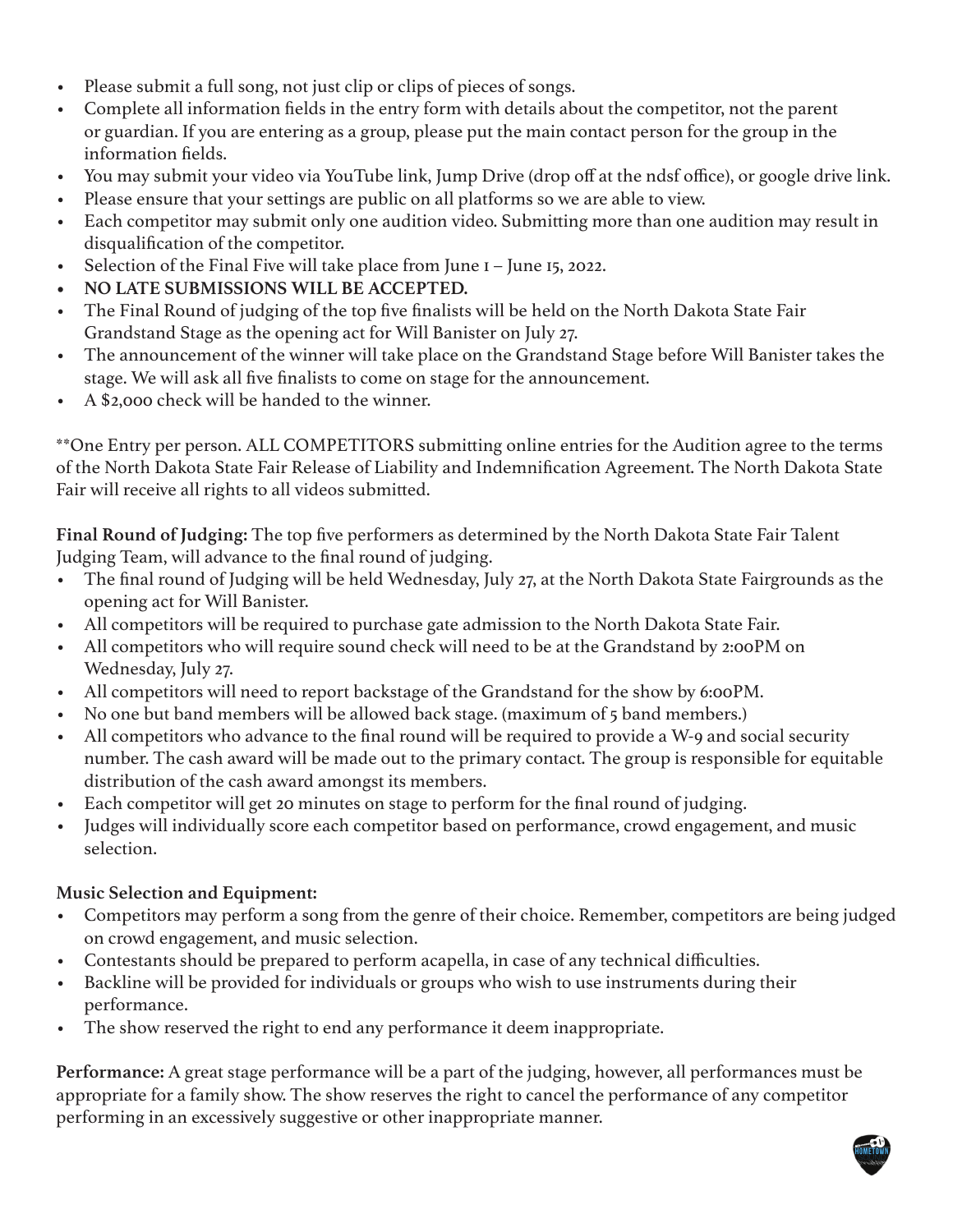- Please submit a full song, not just clip or clips of pieces of songs.
- Complete all information fields in the entry form with details about the competitor, not the parent or guardian. If you are entering as a group, please put the main contact person for the group in the information fields.
- You may submit your video via YouTube link, Jump Drive (drop off at the ndsf office), or google drive link.
- Please ensure that your settings are public on all platforms so we are able to view.
- Each competitor may submit only one audition video. Submitting more than one audition may result in disqualification of the competitor.
- Selection of the Final Five will take place from June 1 – June 15, 2022.
- **NO LATE SUBMISSIONS WILL BE ACCEPTED.**
- The Final Round of judging of the top five finalists will be held on the North Dakota State Fair Grandstand Stage as the opening act for Will Banister on July 27.
- The announcement of the winner will take place on the Grandstand Stage before Will Banister takes the stage. We will ask all five finalists to come on stage for the announcement.
- A $2,000 check will be handed to the winner.

**One Entry per person. ALL COMPETITORS submitting online entries for the Audition agree to the terms of the North Dakota State Fair Release of Liability and Indemnification Agreement. The North Dakota State Fair will receive all rights to all videos submitted.

**Final Round of Judging:** The top five performers as determined by the North Dakota State Fair Talent Judging Team, will advance to the final round of judging.

- The final round of Judging will be held Wednesday, July 27, at the North Dakota State Fairgrounds as the opening act for Will Banister.
- All competitors will be required to purchase gate admission to the North Dakota State Fair.
- All competitors who will require sound check will need to be at the Grandstand by 2:00PM on Wednesday, July 27.
- All competitors will need to report backstage of the Grandstand for the show by 6:00PM.
- No one but band members will be allowed back stage. (maximum of 5 band members.)
- All competitors who advance to the final round will be required to provide a W-9 and social security number. The cash award will be made out to the primary contact. The group is responsible for equitable distribution of the cash award amongst its members.
- Each competitor will get 20 minutes on stage to perform for the final round of judging.
- Judges will individually score each competitor based on performance, crowd engagement, and music selection.

**Music Selection and Equipment:**

- Competitors may perform a song from the genre of their choice. Remember, competitors are being judged on crowd engagement, and music selection.
- Contestants should be prepared to perform acapella, in case of any technical difficulties.
- Backline will be provided for individuals or groups who wish to use instruments during their performance.
- The show reserved the right to end any performance it deem inappropriate.

**Performance:** A great stage performance will be a part of the judging, however, all performances must be appropriate for a family show. The show reserves the right to cancel the performance of any competitor performing in an excessively suggestive or other inappropriate manner.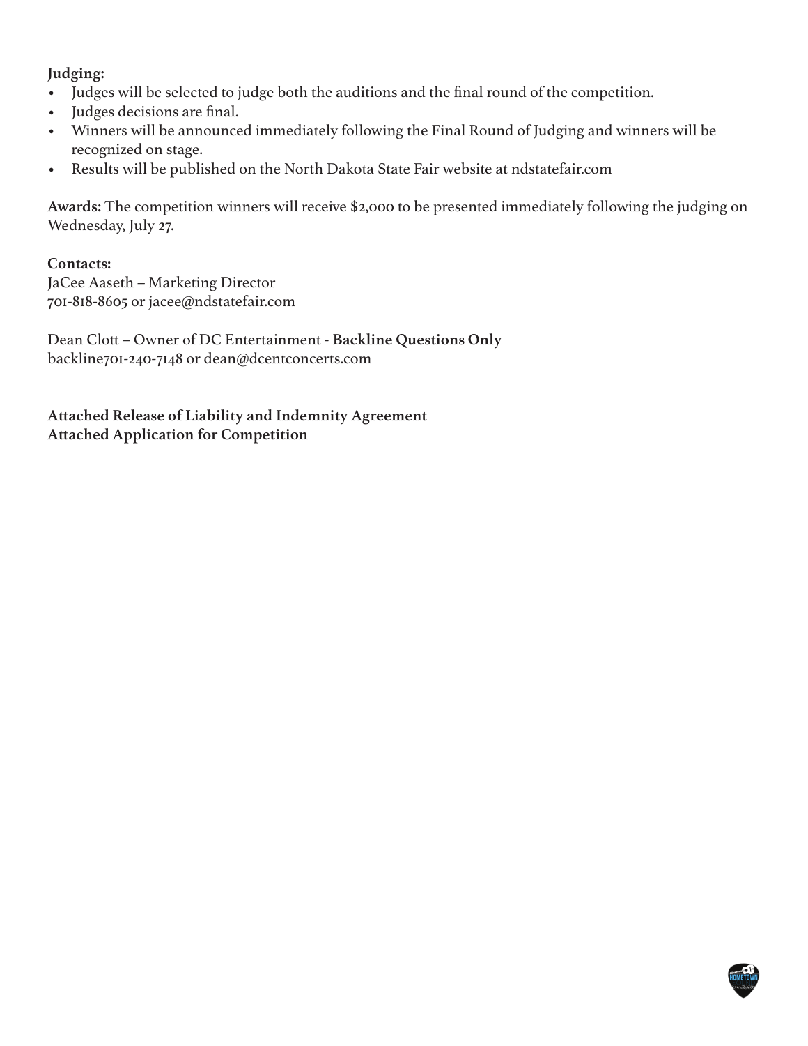**Judging:**

- Judges will be selected to judge both the auditions and the final round of the competition.
- Judges decisions are final.
- Winners will be announced immediately following the Final Round of Judging and winners will be recognized on stage.
- Results will be published on the North Dakota State Fair website at ndstatefair.com

**Awards:** The competition winners will receive $2,000 to be presented immediately following the judging on Wednesday, July 27.

**Contacts:**
JaCee Aaseth – Marketing Director
701-818-8605 or jacee@ndstatefair.com

Dean Clott – Owner of DC Entertainment - **Backline Questions Only**
backline701-240-7148 or dean@dcentconcerts.com

**Attached Release of Liability and Indemnity Agreement**
**Attached Application for Competition**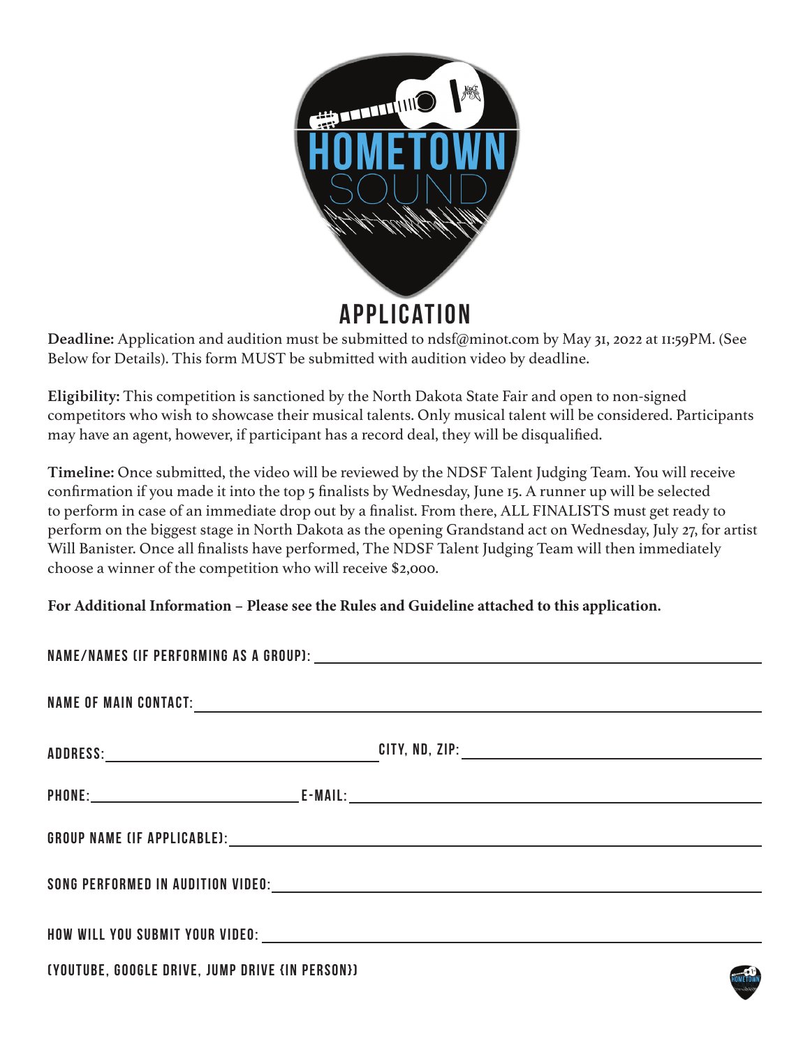# HOMETOWN SOUND

# APPLICATION

**Deadline:** Application and audition must be submitted to ndsf@minot.com by May 31, 2022 at 11:59PM. (See Below for Details). This form MUST be submitted with audition video by deadline.

**Eligibility:** This competition is sanctioned by the North Dakota State Fair and open to non-signed competitors who wish to showcase their musical talents. Only musical talent will be considered. Participants may have an agent, however, if participant has a record deal, they will be disqualified.

**Timeline:** Once submitted, the video will be reviewed by the NDSF Talent Judging Team. You will receive confirmation if you made it into the top 5 finalists by Wednesday, June 15. A runner up will be selected to perform in case of an immediate drop out by a finalist. From there, ALL FINALISTS must get ready to perform on the biggest stage in North Dakota as the opening Grandstand act on Wednesday, July 27, for artist Will Banister. Once all finalists have performed, The NDSF Talent Judging Team will then immediately choose a winner of the competition who will receive $2,000.

**For Additional Information – Please see the Rules and Guideline attached to this application.**

NAME/NAMES (IF PERFORMING AS A GROUP): ______________________________

NAME OF MAIN CONTACT: ______________________________

ADDRESS: ____________________ CITY, ND, ZIP: ____________________

PHONE: ____________________ E-MAIL: ____________________

GROUP NAME (IF APPLICABLE): ______________________________

SONG PERFORMED IN AUDITION VIDEO: ______________________________

HOW WILL YOU SUBMIT YOUR VIDEO: ______________________________

(YOUTUBE, GOOGLE DRIVE, JUMP DRIVE {IN PERSON})